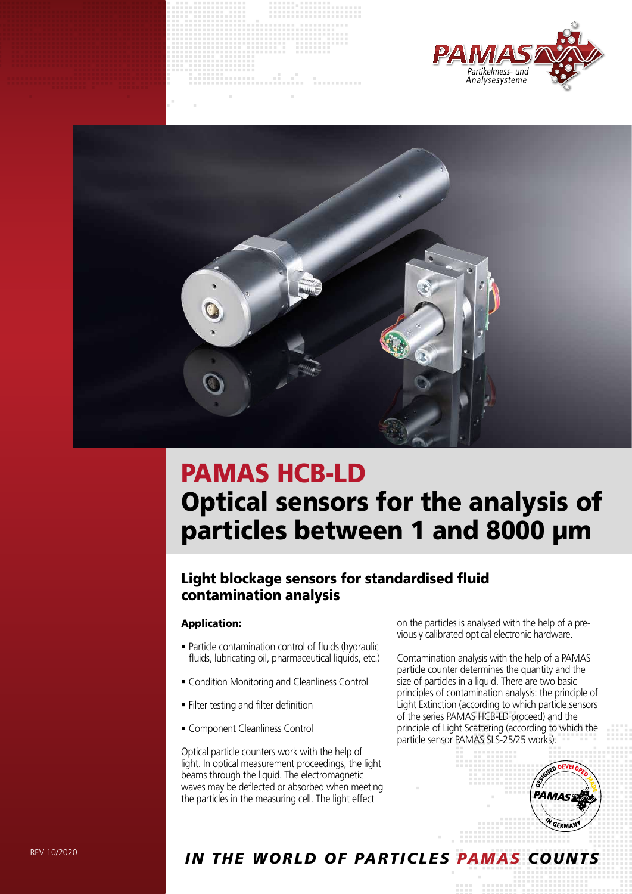# PAMAS HCB-LD

# Optical sensors for the analysis of particles between 1 and 8000 µm

## Light blockage sensors for standardised fluid contamination analysis

### Application:

- Particle contamination control of fluids (hydraulic fluids, lubricating oil, pharmaceutical liquids, etc.)
- Condition Monitoring and Cleanliness Control
- Filter testing and filter definition
- Component Cleanliness Control

Optical particle counters work with the help of light. In optical measurement proceedings, the light beams through the liquid. The electromagnetic waves may be deflected or absorbed when meeting the particles in the measuring cell. The light effect on the particles is analysed with the help of a previously calibrated optical electronic hardware.

Contamination analysis with the help of a PAMAS particle counter determines the quantity and the size of particles in a liquid. There are two basic principles of contamination analysis: the principle of Light Extinction (according to which particle sensors of the series PAMAS HCB-LD proceed) and the principle of Light Scattering (according to which the particle sensor PAMAS SLS-25/25 works).

REV 10/2020

*IN THE WORLD OF PARTICLES PAMAS COUNTS*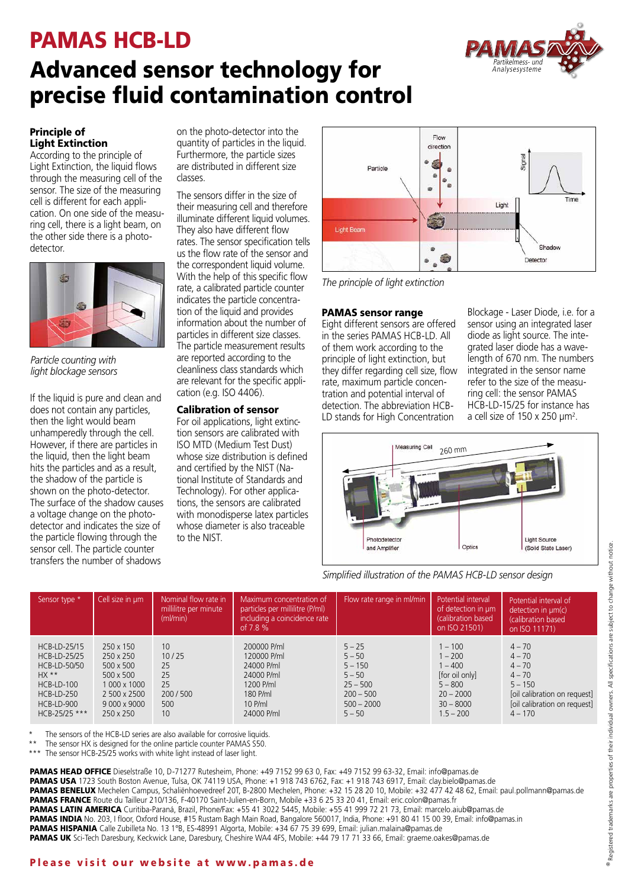# PAMAS HCB-LD

# Advanced sensor technology for precise fluid contamination control

### Principle of Light Extinction

According to the principle of Light Extinction, the liquid flows through the measuring cell of the sensor. The size of the measuring cell is different for each application. On one side of the measuring cell, there is a light beam, on the other side there is a photo-detector.

*Particle counting with light blockage sensors*

If the liquid is pure and clean and does not contain any particles, then the light would beam unhamperedly through the cell. However, if there are particles in the liquid, then the light beam hits the particles and as a result, the shadow of the particle is shown on the photo-detector. The surface of the shadow causes a voltage change on the photo-detector and indicates the size of the particle flowing through the sensor cell. The particle counter transfers the number of shadows on the photo-detector into the quantity of particles in the liquid. Furthermore, the particle sizes are distributed in different size classes.

The sensors differ in the size of their measuring cell and therefore illuminate different liquid volumes. They also have different flow rates. The sensor specification tells us the flow rate of the sensor and the correspondent liquid volume. With the help of this specific flow rate, a calibrated particle counter indicates the particle concentration of the liquid and provides information about the number of particles in different size classes. The particle measurement results are reported according to the cleanliness class standards which are relevant for the specific application (e.g. ISO 4406).

### Calibration of sensor

For oil applications, light extinction sensors are calibrated with ISO MTD (Medium Test Dust) whose size distribution is defined and certified by the NIST (National Institute of Standards and Technology). For other applications, the sensors are calibrated with monodisperse latex particles whose diameter is also traceable to the NIST.

Flow direction
Particle
Signal
Time
Light
Light Beam
Shadow
Detector

*The principle of light extinction*

### PAMAS sensor range

Eight different sensors are offered in the series PAMAS HCB-LD. All of them work according to the principle of light extinction, but they differ regarding cell size, flow rate, maximum particle concentration and potential interval of detection. The abbreviation HCB-LD stands for High Concentration Blockage - Laser Diode, i.e. for a sensor using an integrated laser diode as light source. The integrated laser diode has a wavelength of 670 nm. The numbers integrated in the sensor name refer to the size of the measuring cell: the sensor PAMAS HCB-LD-15/25 for instance has a cell size of 150 x 250 µm².

Measuring Cell
260 mm
Photodetector and Amplifier
Optics
Light Source (Solid State Laser)

*Simplified illustration of the PAMAS HCB-LD sensor design*

| Sensor type * | Cell size in µm | Nominal flow rate in millilitre per minute (ml/min) | Maximum concentration of particles per millilitre (P/ml) including a coincidence rate of 7.8 % | Flow rate range in ml/min | Potential interval of detection in µm (calibration based on ISO 21501) | Potential interval of detection in µm(c) (calibration based on ISO 11171) |
|---|---|---|---|---|---|---|
| HCB-LD-25/15 | 250 x 150 | 10 | 200000 P/ml | 5 – 25 | 1 – 100 | 4 – 70 |
| HCB-LD-25/25 | 250 x 250 | 10 / 25 | 120000 P/ml | 5 – 50 | 1 – 200 | 4 – 70 |
| HCB-LD-50/50 | 500 x 500 | 25 | 24000 P/ml | 5 – 150 | 1 – 400 | 4 – 70 |
| HX ** | 500 x 500 | 25 | 24000 P/ml | 5 – 50 | [for oil only] | 4 – 70 |
| HCB-LD-100 | 1 000 x 1000 | 25 | 1200 P/ml | 25 – 500 | 5 – 800 | 5 – 150 |
| HCB-LD-250 | 2 500 x 2500 | 200 / 500 | 180 P/ml | 200 – 500 | 20 – 2000 | [oil calibration on request] |
| HCB-LD-900 | 9 000 x 9000 | 500 | 10 P/ml | 500 – 2000 | 30 – 8000 | [oil calibration on request] |
| HCB-25/25 *** | 250 x 250 | 10 | 24000 P/ml | 5 – 50 | 1.5 – 200 | 4 – 170 |

\* The sensors of the HCB-LD series are also available for corrosive liquids.
\*\* The sensor HX is designed for the online particle counter PAMAS S50.
\*\*\* The sensor HCB-25/25 works with white light instead of laser light.

**PAMAS HEAD OFFICE** Dieselstraße 10, D-71277 Rutesheim, Phone: +49 7152 99 63 0, Fax: +49 7152 99 63-32, Email: info@pamas.de
**PAMAS USA** 1723 South Boston Avenue, Tulsa, OK 74119 USA, Phone: +1 918 743 6762, Fax: +1 918 743 6917, Email: clay.bielo@pamas.de
**PAMAS BENELUX** Mechelen Campus, Schaliënhoevedreef 20T, B-2800 Mechelen, Phone: +32 15 28 20 10, Mobile: +32 477 42 48 62, Email: paul.pollmann@pamas.de
**PAMAS FRANCE** Route du Tailleur 210/136, F-40170 Saint-Julien-en-Born, Mobile +33 6 25 33 20 41, Email: eric.colon@pamas.fr
**PAMAS LATIN AMERICA** Curitiba-Paraná, Brazil, Phone/Fax: +55 41 3022 5445, Mobile: +55 41 999 72 21 73, Email: marcelo.aiub@pamas.de
**PAMAS INDIA** No. 203, I floor, Oxford House, #15 Rustam Bagh Main Road, Bangalore 560017, India, Phone: +91 80 41 15 00 39, Email: info@pamas.in
**PAMAS HISPANIA** Calle Zubilleta No. 13 1ºB, ES-48991 Algorta, Mobile: +34 67 75 39 699, Email: julian.malaina@pamas.de
**PAMAS UK** Sci-Tech Daresbury, Keckwick Lane, Daresbury, Cheshire WA4 4FS, Mobile: +44 79 17 71 33 66, Email: graeme.oakes@pamas.de

**Please visit our website at www.pamas.de**

® Registered trademarks are properties of their individual owners. All specifications are subject to change without notice.